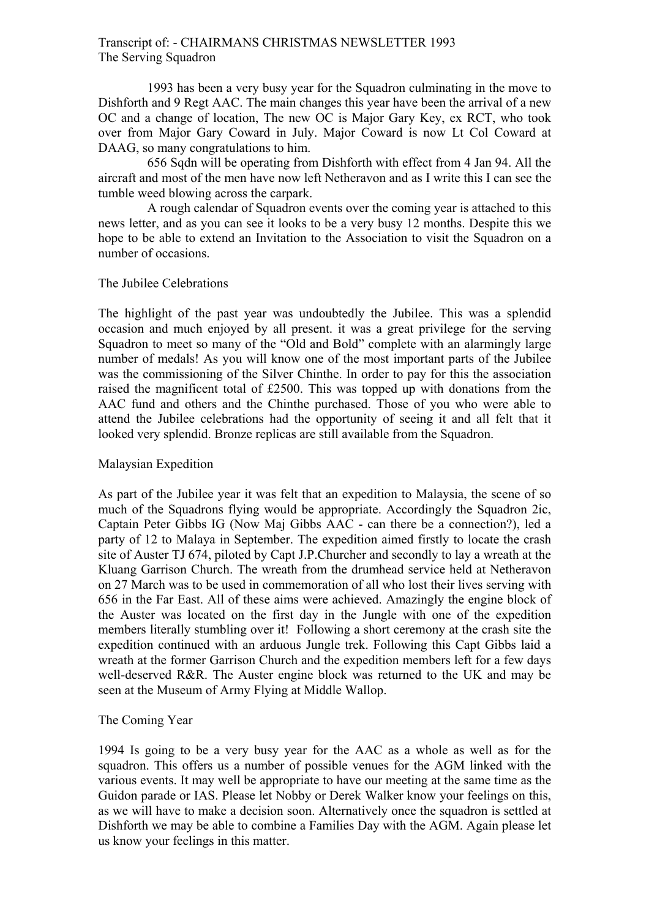Transcript of: - CHAIRMANS CHRISTMAS NEWSLETTER 1993
The Serving Squadron

1993 has been a very busy year for the Squadron culminating in the move to Dishforth and 9 Regt AAC. The main changes this year have been the arrival of a new OC and a change of location, The new OC is Major Gary Key, ex RCT, who took over from Major Gary Coward in July. Major Coward is now Lt Col Coward at DAAG, so many congratulations to him.

656 Sqdn will be operating from Dishforth with effect from 4 Jan 94. All the aircraft and most of the men have now left Netheravon and as I write this I can see the tumble weed blowing across the carpark.

A rough calendar of Squadron events over the coming year is attached to this news letter, and as you can see it looks to be a very busy 12 months. Despite this we hope to be able to extend an Invitation to the Association to visit the Squadron on a number of occasions.

## The Jubilee Celebrations

The highlight of the past year was undoubtedly the Jubilee. This was a splendid occasion and much enjoyed by all present. it was a great privilege for the serving Squadron to meet so many of the "Old and Bold" complete with an alarmingly large number of medals! As you will know one of the most important parts of the Jubilee was the commissioning of the Silver Chinthe. In order to pay for this the association raised the magnificent total of £2500. This was topped up with donations from the AAC fund and others and the Chinthe purchased. Those of you who were able to attend the Jubilee celebrations had the opportunity of seeing it and all felt that it looked very splendid. Bronze replicas are still available from the Squadron.

## Malaysian Expedition

As part of the Jubilee year it was felt that an expedition to Malaysia, the scene of so much of the Squadrons flying would be appropriate. Accordingly the Squadron 2ic, Captain Peter Gibbs IG (Now Maj Gibbs AAC - can there be a connection?), led a party of 12 to Malaya in September. The expedition aimed firstly to locate the crash site of Auster TJ 674, piloted by Capt J.P.Churcher and secondly to lay a wreath at the Kluang Garrison Church. The wreath from the drumhead service held at Netheravon on 27 March was to be used in commemoration of all who lost their lives serving with 656 in the Far East. All of these aims were achieved. Amazingly the engine block of the Auster was located on the first day in the Jungle with one of the expedition members literally stumbling over it! Following a short ceremony at the crash site the expedition continued with an arduous Jungle trek. Following this Capt Gibbs laid a wreath at the former Garrison Church and the expedition members left for a few days well-deserved R&R. The Auster engine block was returned to the UK and may be seen at the Museum of Army Flying at Middle Wallop.

## The Coming Year

1994 Is going to be a very busy year for the AAC as a whole as well as for the squadron. This offers us a number of possible venues for the AGM linked with the various events. It may well be appropriate to have our meeting at the same time as the Guidon parade or IAS. Please let Nobby or Derek Walker know your feelings on this, as we will have to make a decision soon. Alternatively once the squadron is settled at Dishforth we may be able to combine a Families Day with the AGM. Again please let us know your feelings in this matter.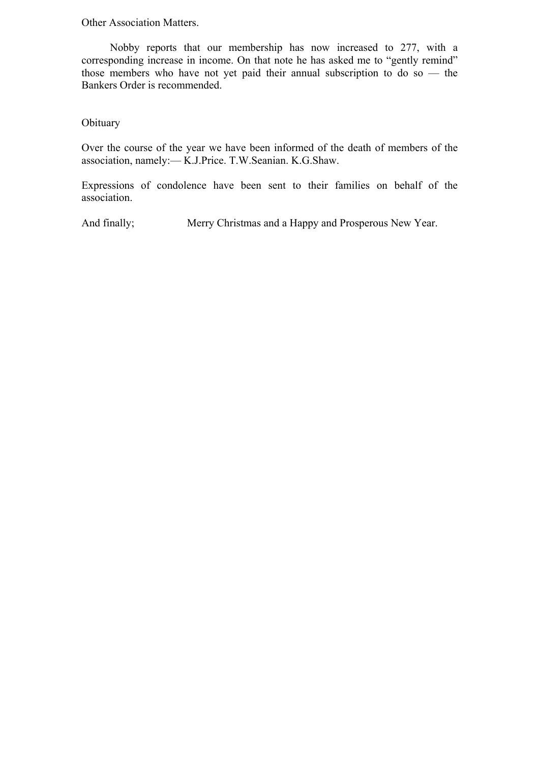Other Association Matters.

Nobby reports that our membership has now increased to 277, with a corresponding increase in income. On that note he has asked me to "gently remind" those members who have not yet paid their annual subscription to do so — the Bankers Order is recommended.

Obituary

Over the course of the year we have been informed of the death of members of the association, namely:— K.J.Price. T.W.Seanian. K.G.Shaw.

Expressions of condolence have been sent to their families on behalf of the association.

And finally; Merry Christmas and a Happy and Prosperous New Year.